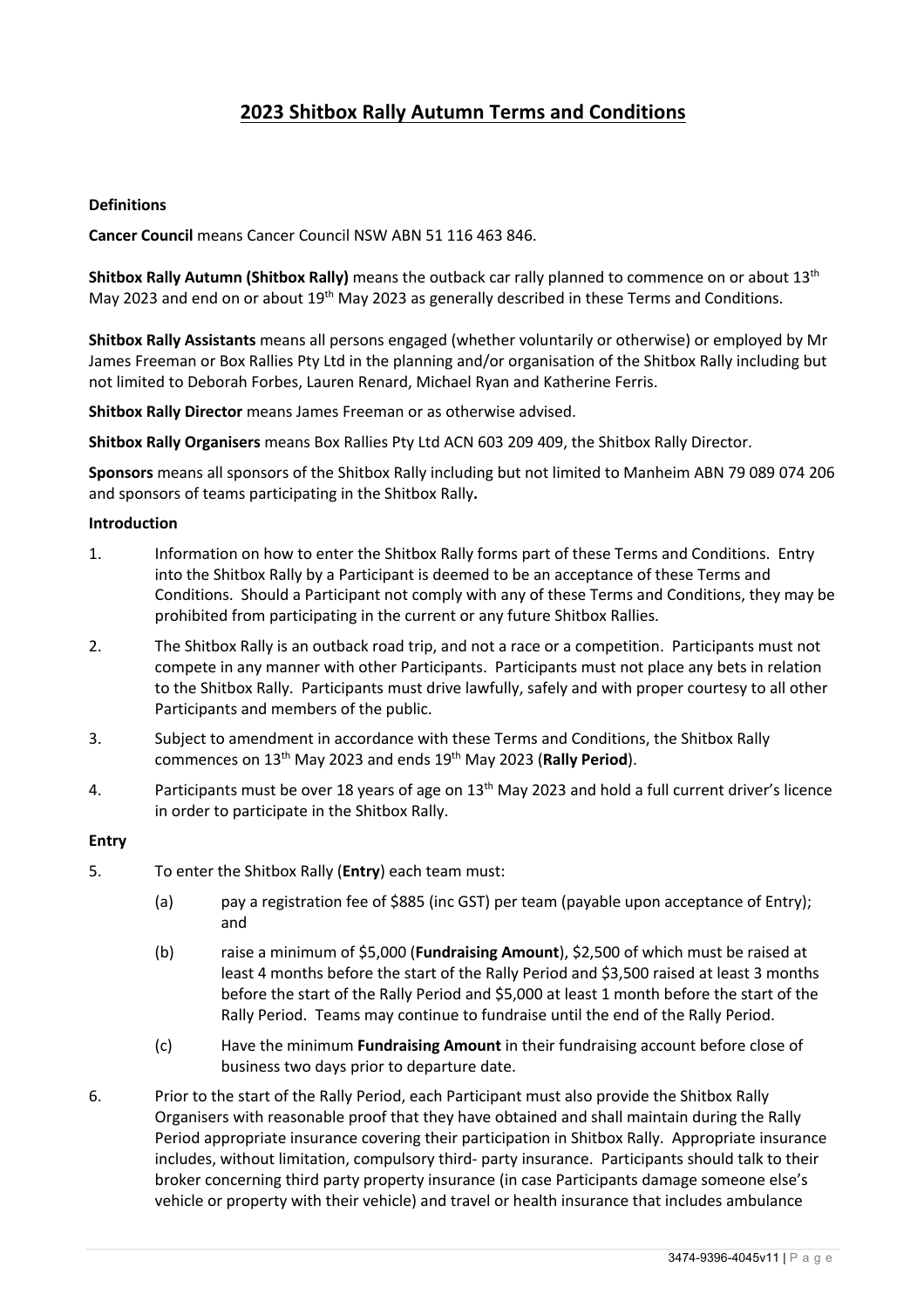# 2023 Shitbox Rally Autumn Terms and Conditions

**Definitions**

**Cancer Council** means Cancer Council NSW ABN 51 116 463 846.

**Shitbox Rally Autumn (Shitbox Rally)** means the outback car rally planned to commence on or about 13th May 2023 and end on or about 19th May 2023 as generally described in these Terms and Conditions.

**Shitbox Rally Assistants** means all persons engaged (whether voluntarily or otherwise) or employed by Mr James Freeman or Box Rallies Pty Ltd in the planning and/or organisation of the Shitbox Rally including but not limited to Deborah Forbes, Lauren Renard, Michael Ryan and Katherine Ferris.

**Shitbox Rally Director** means James Freeman or as otherwise advised.

**Shitbox Rally Organisers** means Box Rallies Pty Ltd ACN 603 209 409, the Shitbox Rally Director.

**Sponsors** means all sponsors of the Shitbox Rally including but not limited to Manheim ABN 79 089 074 206 and sponsors of teams participating in the Shitbox Rally**.**

**Introduction**

1. Information on how to enter the Shitbox Rally forms part of these Terms and Conditions. Entry into the Shitbox Rally by a Participant is deemed to be an acceptance of these Terms and Conditions. Should a Participant not comply with any of these Terms and Conditions, they may be prohibited from participating in the current or any future Shitbox Rallies.

2. The Shitbox Rally is an outback road trip, and not a race or a competition. Participants must not compete in any manner with other Participants. Participants must not place any bets in relation to the Shitbox Rally. Participants must drive lawfully, safely and with proper courtesy to all other Participants and members of the public.

3. Subject to amendment in accordance with these Terms and Conditions, the Shitbox Rally commences on 13th May 2023 and ends 19th May 2023 (**Rally Period**).

4. Participants must be over 18 years of age on 13th May 2023 and hold a full current driver's licence in order to participate in the Shitbox Rally.

**Entry**

5. To enter the Shitbox Rally (**Entry**) each team must:

   (a) pay a registration fee of $885 (inc GST) per team (payable upon acceptance of Entry); and

   (b) raise a minimum of $5,000 (**Fundraising Amount**), $2,500 of which must be raised at least 4 months before the start of the Rally Period and $3,500 raised at least 3 months before the start of the Rally Period and $5,000 at least 1 month before the start of the Rally Period. Teams may continue to fundraise until the end of the Rally Period.

   (c) Have the minimum **Fundraising Amount** in their fundraising account before close of business two days prior to departure date.

6. Prior to the start of the Rally Period, each Participant must also provide the Shitbox Rally Organisers with reasonable proof that they have obtained and shall maintain during the Rally Period appropriate insurance covering their participation in Shitbox Rally. Appropriate insurance includes, without limitation, compulsory third- party insurance. Participants should talk to their broker concerning third party property insurance (in case Participants damage someone else's vehicle or property with their vehicle) and travel or health insurance that includes ambulance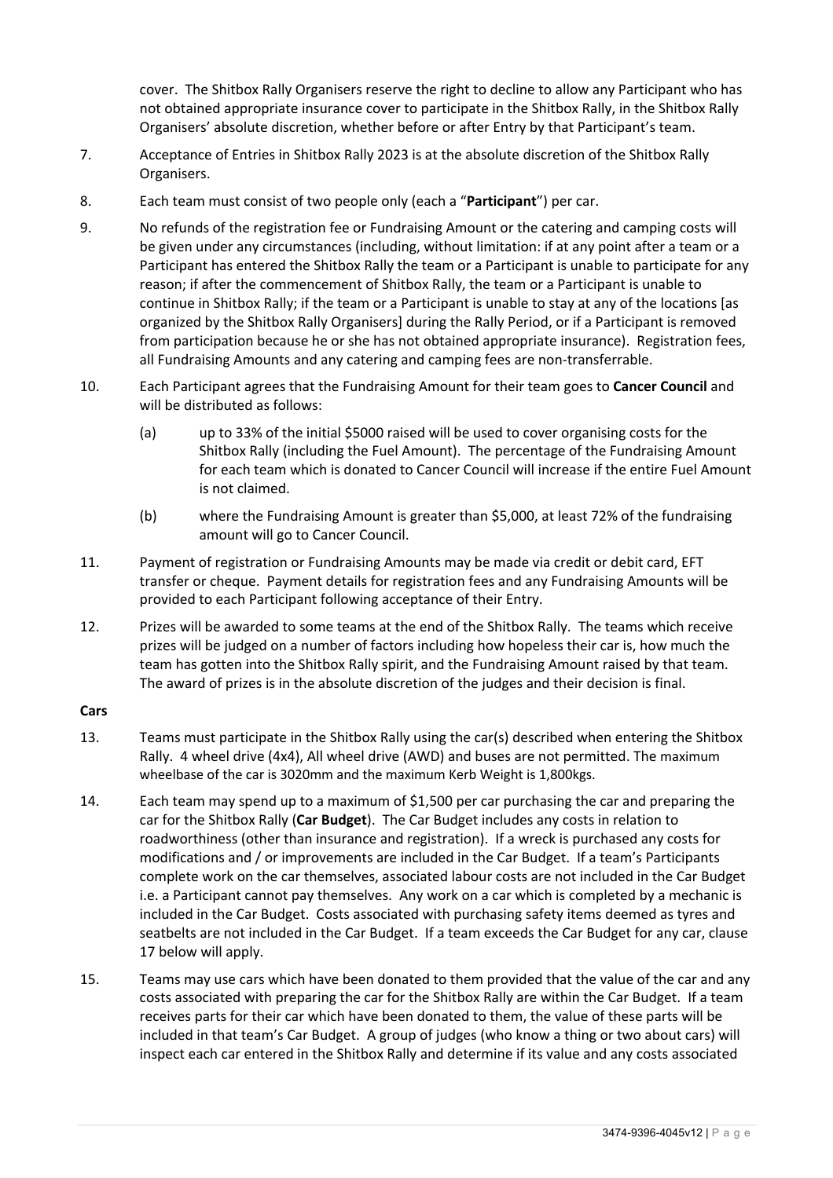cover. The Shitbox Rally Organisers reserve the right to decline to allow any Participant who has not obtained appropriate insurance cover to participate in the Shitbox Rally, in the Shitbox Rally Organisers' absolute discretion, whether before or after Entry by that Participant's team.

7. Acceptance of Entries in Shitbox Rally 2023 is at the absolute discretion of the Shitbox Rally Organisers.

8. Each team must consist of two people only (each a "**Participant**") per car.

9. No refunds of the registration fee or Fundraising Amount or the catering and camping costs will be given under any circumstances (including, without limitation: if at any point after a team or a Participant has entered the Shitbox Rally the team or a Participant is unable to participate for any reason; if after the commencement of Shitbox Rally, the team or a Participant is unable to continue in Shitbox Rally; if the team or a Participant is unable to stay at any of the locations [as organized by the Shitbox Rally Organisers] during the Rally Period, or if a Participant is removed from participation because he or she has not obtained appropriate insurance). Registration fees, all Fundraising Amounts and any catering and camping fees are non-transferrable.

10. Each Participant agrees that the Fundraising Amount for their team goes to **Cancer Council** and will be distributed as follows:

    (a) up to 33% of the initial $5000 raised will be used to cover organising costs for the Shitbox Rally (including the Fuel Amount). The percentage of the Fundraising Amount for each team which is donated to Cancer Council will increase if the entire Fuel Amount is not claimed.

    (b) where the Fundraising Amount is greater than $5,000, at least 72% of the fundraising amount will go to Cancer Council.

11. Payment of registration or Fundraising Amounts may be made via credit or debit card, EFT transfer or cheque. Payment details for registration fees and any Fundraising Amounts will be provided to each Participant following acceptance of their Entry.

12. Prizes will be awarded to some teams at the end of the Shitbox Rally. The teams which receive prizes will be judged on a number of factors including how hopeless their car is, how much the team has gotten into the Shitbox Rally spirit, and the Fundraising Amount raised by that team. The award of prizes is in the absolute discretion of the judges and their decision is final.

**Cars**

13. Teams must participate in the Shitbox Rally using the car(s) described when entering the Shitbox Rally. 4 wheel drive (4x4), All wheel drive (AWD) and buses are not permitted. The maximum wheelbase of the car is 3020mm and the maximum Kerb Weight is 1,800kgs.

14. Each team may spend up to a maximum of $1,500 per car purchasing the car and preparing the car for the Shitbox Rally (**Car Budget**). The Car Budget includes any costs in relation to roadworthiness (other than insurance and registration). If a wreck is purchased any costs for modifications and / or improvements are included in the Car Budget. If a team's Participants complete work on the car themselves, associated labour costs are not included in the Car Budget i.e. a Participant cannot pay themselves. Any work on a car which is completed by a mechanic is included in the Car Budget. Costs associated with purchasing safety items deemed as tyres and seatbelts are not included in the Car Budget. If a team exceeds the Car Budget for any car, clause 17 below will apply.

15. Teams may use cars which have been donated to them provided that the value of the car and any costs associated with preparing the car for the Shitbox Rally are within the Car Budget. If a team receives parts for their car which have been donated to them, the value of these parts will be included in that team's Car Budget. A group of judges (who know a thing or two about cars) will inspect each car entered in the Shitbox Rally and determine if its value and any costs associated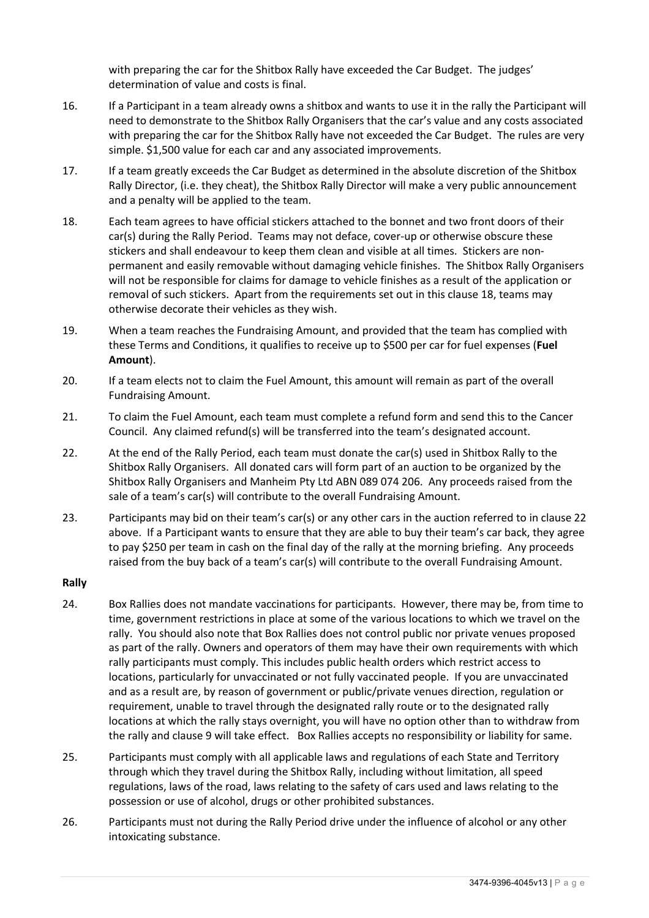with preparing the car for the Shitbox Rally have exceeded the Car Budget. The judges' determination of value and costs is final.

16. If a Participant in a team already owns a shitbox and wants to use it in the rally the Participant will need to demonstrate to the Shitbox Rally Organisers that the car's value and any costs associated with preparing the car for the Shitbox Rally have not exceeded the Car Budget. The rules are very simple. $1,500 value for each car and any associated improvements.

17. If a team greatly exceeds the Car Budget as determined in the absolute discretion of the Shitbox Rally Director, (i.e. they cheat), the Shitbox Rally Director will make a very public announcement and a penalty will be applied to the team.

18. Each team agrees to have official stickers attached to the bonnet and two front doors of their car(s) during the Rally Period. Teams may not deface, cover-up or otherwise obscure these stickers and shall endeavour to keep them clean and visible at all times. Stickers are non-permanent and easily removable without damaging vehicle finishes. The Shitbox Rally Organisers will not be responsible for claims for damage to vehicle finishes as a result of the application or removal of such stickers. Apart from the requirements set out in this clause 18, teams may otherwise decorate their vehicles as they wish.

19. When a team reaches the Fundraising Amount, and provided that the team has complied with these Terms and Conditions, it qualifies to receive up to $500 per car for fuel expenses (**Fuel Amount**).

20. If a team elects not to claim the Fuel Amount, this amount will remain as part of the overall Fundraising Amount.

21. To claim the Fuel Amount, each team must complete a refund form and send this to the Cancer Council. Any claimed refund(s) will be transferred into the team's designated account.

22. At the end of the Rally Period, each team must donate the car(s) used in Shitbox Rally to the Shitbox Rally Organisers. All donated cars will form part of an auction to be organized by the Shitbox Rally Organisers and Manheim Pty Ltd ABN 089 074 206. Any proceeds raised from the sale of a team's car(s) will contribute to the overall Fundraising Amount.

23. Participants may bid on their team's car(s) or any other cars in the auction referred to in clause 22 above. If a Participant wants to ensure that they are able to buy their team's car back, they agree to pay $250 per team in cash on the final day of the rally at the morning briefing. Any proceeds raised from the buy back of a team's car(s) will contribute to the overall Fundraising Amount.

**Rally**

24. Box Rallies does not mandate vaccinations for participants. However, there may be, from time to time, government restrictions in place at some of the various locations to which we travel on the rally. You should also note that Box Rallies does not control public nor private venues proposed as part of the rally. Owners and operators of them may have their own requirements with which rally participants must comply. This includes public health orders which restrict access to locations, particularly for unvaccinated or not fully vaccinated people. If you are unvaccinated and as a result are, by reason of government or public/private venues direction, regulation or requirement, unable to travel through the designated rally route or to the designated rally locations at which the rally stays overnight, you will have no option other than to withdraw from the rally and clause 9 will take effect. Box Rallies accepts no responsibility or liability for same.

25. Participants must comply with all applicable laws and regulations of each State and Territory through which they travel during the Shitbox Rally, including without limitation, all speed regulations, laws of the road, laws relating to the safety of cars used and laws relating to the possession or use of alcohol, drugs or other prohibited substances.

26. Participants must not during the Rally Period drive under the influence of alcohol or any other intoxicating substance.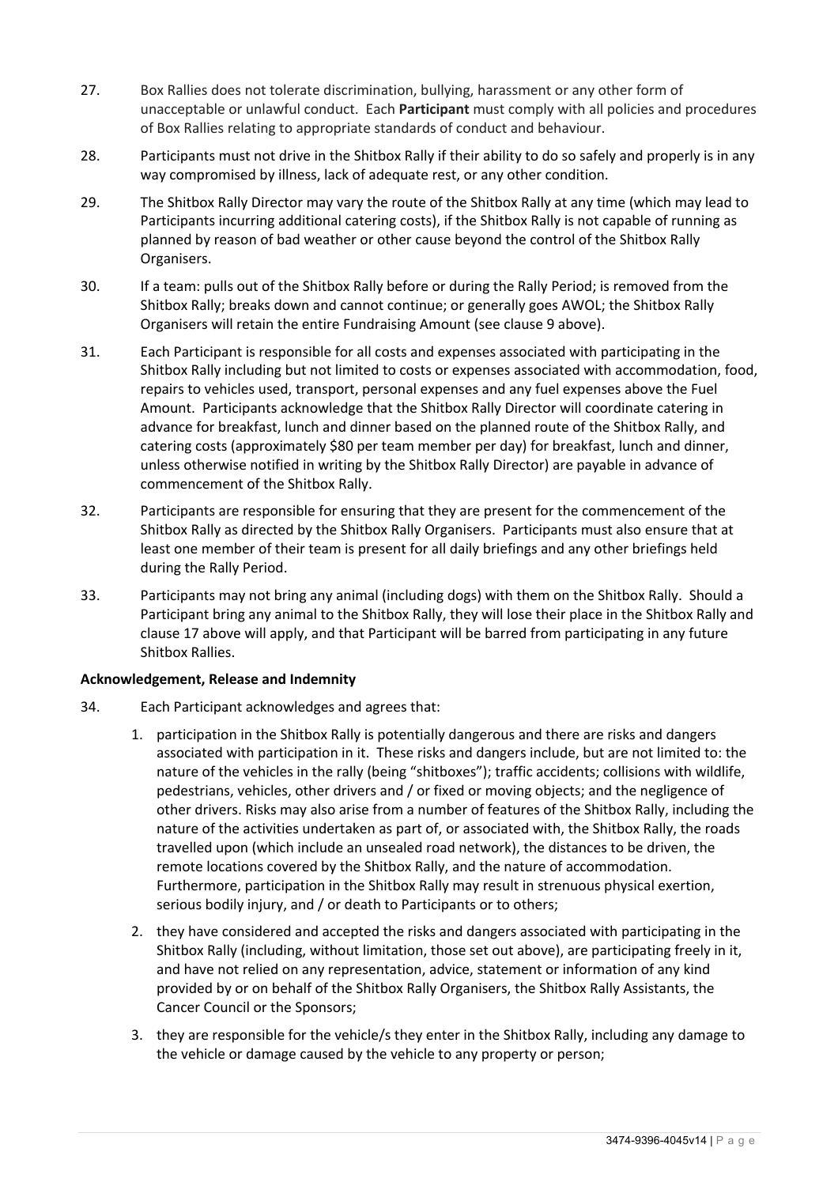27. Box Rallies does not tolerate discrimination, bullying, harassment or any other form of unacceptable or unlawful conduct. Each **Participant** must comply with all policies and procedures of Box Rallies relating to appropriate standards of conduct and behaviour.

28. Participants must not drive in the Shitbox Rally if their ability to do so safely and properly is in any way compromised by illness, lack of adequate rest, or any other condition.

29. The Shitbox Rally Director may vary the route of the Shitbox Rally at any time (which may lead to Participants incurring additional catering costs), if the Shitbox Rally is not capable of running as planned by reason of bad weather or other cause beyond the control of the Shitbox Rally Organisers.

30. If a team: pulls out of the Shitbox Rally before or during the Rally Period; is removed from the Shitbox Rally; breaks down and cannot continue; or generally goes AWOL; the Shitbox Rally Organisers will retain the entire Fundraising Amount (see clause 9 above).

31. Each Participant is responsible for all costs and expenses associated with participating in the Shitbox Rally including but not limited to costs or expenses associated with accommodation, food, repairs to vehicles used, transport, personal expenses and any fuel expenses above the Fuel Amount. Participants acknowledge that the Shitbox Rally Director will coordinate catering in advance for breakfast, lunch and dinner based on the planned route of the Shitbox Rally, and catering costs (approximately $80 per team member per day) for breakfast, lunch and dinner, unless otherwise notified in writing by the Shitbox Rally Director) are payable in advance of commencement of the Shitbox Rally.

32. Participants are responsible for ensuring that they are present for the commencement of the Shitbox Rally as directed by the Shitbox Rally Organisers. Participants must also ensure that at least one member of their team is present for all daily briefings and any other briefings held during the Rally Period.

33. Participants may not bring any animal (including dogs) with them on the Shitbox Rally. Should a Participant bring any animal to the Shitbox Rally, they will lose their place in the Shitbox Rally and clause 17 above will apply, and that Participant will be barred from participating in any future Shitbox Rallies.

**Acknowledgement, Release and Indemnity**

34. Each Participant acknowledges and agrees that:

    1. participation in the Shitbox Rally is potentially dangerous and there are risks and dangers associated with participation in it. These risks and dangers include, but are not limited to: the nature of the vehicles in the rally (being "shitboxes"); traffic accidents; collisions with wildlife, pedestrians, vehicles, other drivers and / or fixed or moving objects; and the negligence of other drivers. Risks may also arise from a number of features of the Shitbox Rally, including the nature of the activities undertaken as part of, or associated with, the Shitbox Rally, the roads travelled upon (which include an unsealed road network), the distances to be driven, the remote locations covered by the Shitbox Rally, and the nature of accommodation. Furthermore, participation in the Shitbox Rally may result in strenuous physical exertion, serious bodily injury, and / or death to Participants or to others;

    2. they have considered and accepted the risks and dangers associated with participating in the Shitbox Rally (including, without limitation, those set out above), are participating freely in it, and have not relied on any representation, advice, statement or information of any kind provided by or on behalf of the Shitbox Rally Organisers, the Shitbox Rally Assistants, the Cancer Council or the Sponsors;

    3. they are responsible for the vehicle/s they enter in the Shitbox Rally, including any damage to the vehicle or damage caused by the vehicle to any property or person;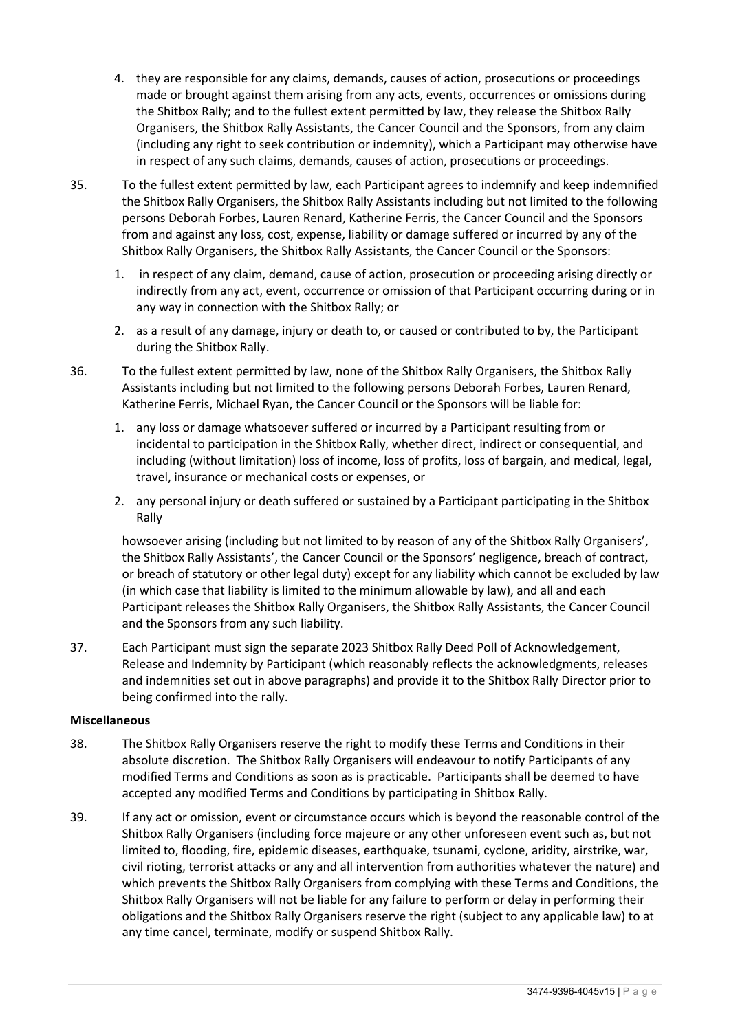4. they are responsible for any claims, demands, causes of action, prosecutions or proceedings made or brought against them arising from any acts, events, occurrences or omissions during the Shitbox Rally; and to the fullest extent permitted by law, they release the Shitbox Rally Organisers, the Shitbox Rally Assistants, the Cancer Council and the Sponsors, from any claim (including any right to seek contribution or indemnity), which a Participant may otherwise have in respect of any such claims, demands, causes of action, prosecutions or proceedings.

35. To the fullest extent permitted by law, each Participant agrees to indemnify and keep indemnified the Shitbox Rally Organisers, the Shitbox Rally Assistants including but not limited to the following persons Deborah Forbes, Lauren Renard, Katherine Ferris, the Cancer Council and the Sponsors from and against any loss, cost, expense, liability or damage suffered or incurred by any of the Shitbox Rally Organisers, the Shitbox Rally Assistants, the Cancer Council or the Sponsors:

    1. in respect of any claim, demand, cause of action, prosecution or proceeding arising directly or indirectly from any act, event, occurrence or omission of that Participant occurring during or in any way in connection with the Shitbox Rally; or

    2. as a result of any damage, injury or death to, or caused or contributed to by, the Participant during the Shitbox Rally.

36. To the fullest extent permitted by law, none of the Shitbox Rally Organisers, the Shitbox Rally Assistants including but not limited to the following persons Deborah Forbes, Lauren Renard, Katherine Ferris, Michael Ryan, the Cancer Council or the Sponsors will be liable for:

    1. any loss or damage whatsoever suffered or incurred by a Participant resulting from or incidental to participation in the Shitbox Rally, whether direct, indirect or consequential, and including (without limitation) loss of income, loss of profits, loss of bargain, and medical, legal, travel, insurance or mechanical costs or expenses, or

    2. any personal injury or death suffered or sustained by a Participant participating in the Shitbox Rally

    howsoever arising (including but not limited to by reason of any of the Shitbox Rally Organisers', the Shitbox Rally Assistants', the Cancer Council or the Sponsors' negligence, breach of contract, or breach of statutory or other legal duty) except for any liability which cannot be excluded by law (in which case that liability is limited to the minimum allowable by law), and all and each Participant releases the Shitbox Rally Organisers, the Shitbox Rally Assistants, the Cancer Council and the Sponsors from any such liability.

37. Each Participant must sign the separate 2023 Shitbox Rally Deed Poll of Acknowledgement, Release and Indemnity by Participant (which reasonably reflects the acknowledgments, releases and indemnities set out in above paragraphs) and provide it to the Shitbox Rally Director prior to being confirmed into the rally.

**Miscellaneous**

38. The Shitbox Rally Organisers reserve the right to modify these Terms and Conditions in their absolute discretion. The Shitbox Rally Organisers will endeavour to notify Participants of any modified Terms and Conditions as soon as is practicable. Participants shall be deemed to have accepted any modified Terms and Conditions by participating in Shitbox Rally.

39. If any act or omission, event or circumstance occurs which is beyond the reasonable control of the Shitbox Rally Organisers (including force majeure or any other unforeseen event such as, but not limited to, flooding, fire, epidemic diseases, earthquake, tsunami, cyclone, aridity, airstrike, war, civil rioting, terrorist attacks or any and all intervention from authorities whatever the nature) and which prevents the Shitbox Rally Organisers from complying with these Terms and Conditions, the Shitbox Rally Organisers will not be liable for any failure to perform or delay in performing their obligations and the Shitbox Rally Organisers reserve the right (subject to any applicable law) to at any time cancel, terminate, modify or suspend Shitbox Rally.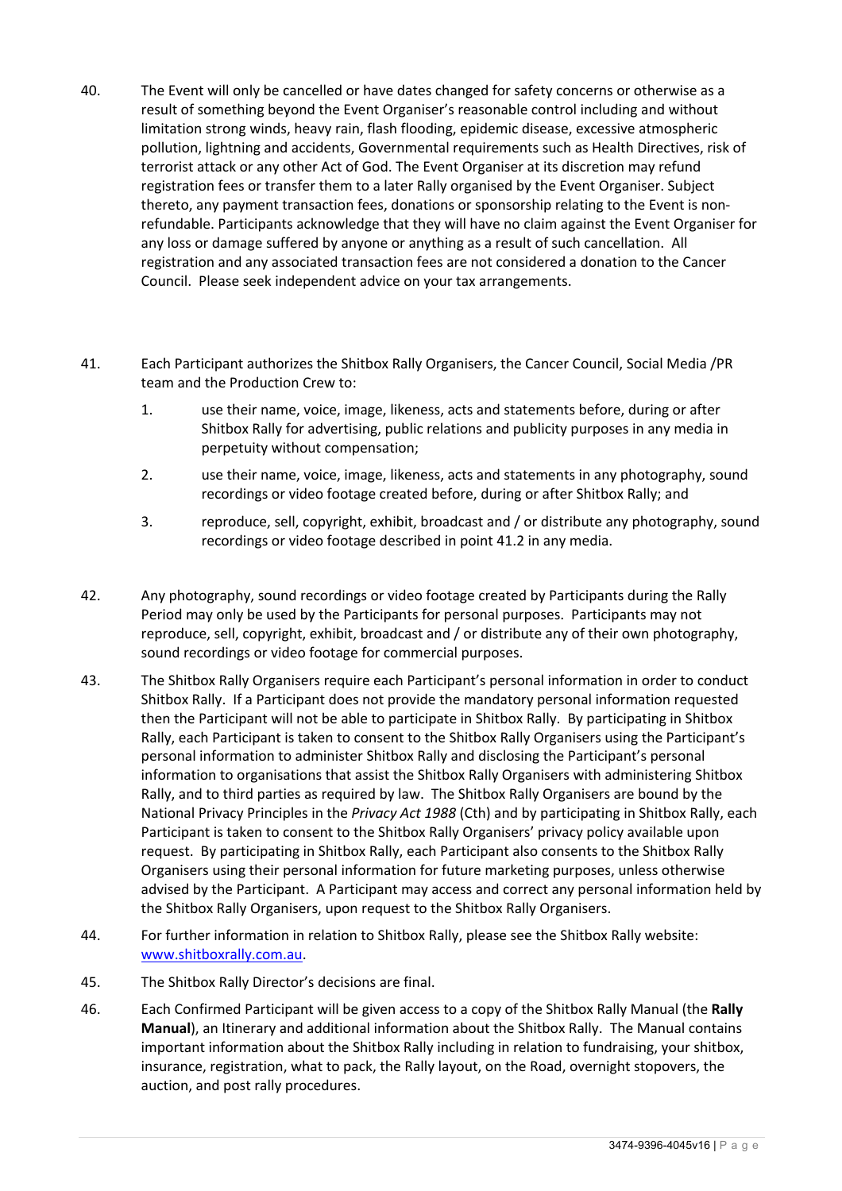40. The Event will only be cancelled or have dates changed for safety concerns or otherwise as a result of something beyond the Event Organiser's reasonable control including and without limitation strong winds, heavy rain, flash flooding, epidemic disease, excessive atmospheric pollution, lightning and accidents, Governmental requirements such as Health Directives, risk of terrorist attack or any other Act of God. The Event Organiser at its discretion may refund registration fees or transfer them to a later Rally organised by the Event Organiser. Subject thereto, any payment transaction fees, donations or sponsorship relating to the Event is non-refundable. Participants acknowledge that they will have no claim against the Event Organiser for any loss or damage suffered by anyone or anything as a result of such cancellation. All registration and any associated transaction fees are not considered a donation to the Cancer Council. Please seek independent advice on your tax arrangements.

41. Each Participant authorizes the Shitbox Rally Organisers, the Cancer Council, Social Media /PR team and the Production Crew to:

    1. use their name, voice, image, likeness, acts and statements before, during or after Shitbox Rally for advertising, public relations and publicity purposes in any media in perpetuity without compensation;

    2. use their name, voice, image, likeness, acts and statements in any photography, sound recordings or video footage created before, during or after Shitbox Rally; and

    3. reproduce, sell, copyright, exhibit, broadcast and / or distribute any photography, sound recordings or video footage described in point 41.2 in any media.

42. Any photography, sound recordings or video footage created by Participants during the Rally Period may only be used by the Participants for personal purposes. Participants may not reproduce, sell, copyright, exhibit, broadcast and / or distribute any of their own photography, sound recordings or video footage for commercial purposes.

43. The Shitbox Rally Organisers require each Participant's personal information in order to conduct Shitbox Rally. If a Participant does not provide the mandatory personal information requested then the Participant will not be able to participate in Shitbox Rally. By participating in Shitbox Rally, each Participant is taken to consent to the Shitbox Rally Organisers using the Participant's personal information to administer Shitbox Rally and disclosing the Participant's personal information to organisations that assist the Shitbox Rally Organisers with administering Shitbox Rally, and to third parties as required by law. The Shitbox Rally Organisers are bound by the National Privacy Principles in the *Privacy Act 1988* (Cth) and by participating in Shitbox Rally, each Participant is taken to consent to the Shitbox Rally Organisers' privacy policy available upon request. By participating in Shitbox Rally, each Participant also consents to the Shitbox Rally Organisers using their personal information for future marketing purposes, unless otherwise advised by the Participant. A Participant may access and correct any personal information held by the Shitbox Rally Organisers, upon request to the Shitbox Rally Organisers.

44. For further information in relation to Shitbox Rally, please see the Shitbox Rally website: [www.shitboxrally.com.au](www.shitboxrally.com.au).

45. The Shitbox Rally Director's decisions are final.

46. Each Confirmed Participant will be given access to a copy of the Shitbox Rally Manual (the **Rally Manual**), an Itinerary and additional information about the Shitbox Rally. The Manual contains important information about the Shitbox Rally including in relation to fundraising, your shitbox, insurance, registration, what to pack, the Rally layout, on the Road, overnight stopovers, the auction, and post rally procedures.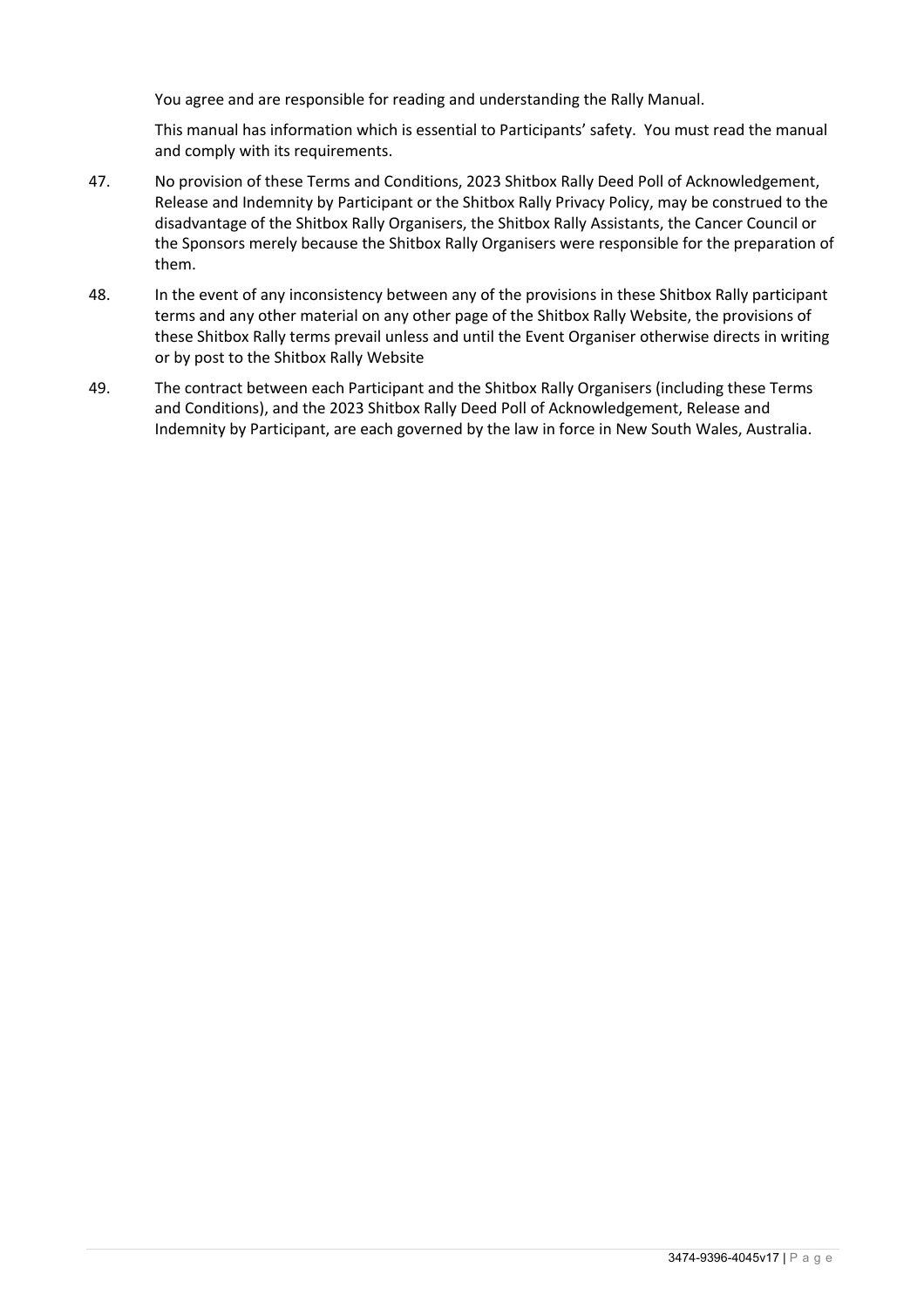You agree and are responsible for reading and understanding the Rally Manual.

This manual has information which is essential to Participants' safety. You must read the manual and comply with its requirements.

47. No provision of these Terms and Conditions, 2023 Shitbox Rally Deed Poll of Acknowledgement, Release and Indemnity by Participant or the Shitbox Rally Privacy Policy, may be construed to the disadvantage of the Shitbox Rally Organisers, the Shitbox Rally Assistants, the Cancer Council or the Sponsors merely because the Shitbox Rally Organisers were responsible for the preparation of them.

48. In the event of any inconsistency between any of the provisions in these Shitbox Rally participant terms and any other material on any other page of the Shitbox Rally Website, the provisions of these Shitbox Rally terms prevail unless and until the Event Organiser otherwise directs in writing or by post to the Shitbox Rally Website

49. The contract between each Participant and the Shitbox Rally Organisers (including these Terms and Conditions), and the 2023 Shitbox Rally Deed Poll of Acknowledgement, Release and Indemnity by Participant, are each governed by the law in force in New South Wales, Australia.